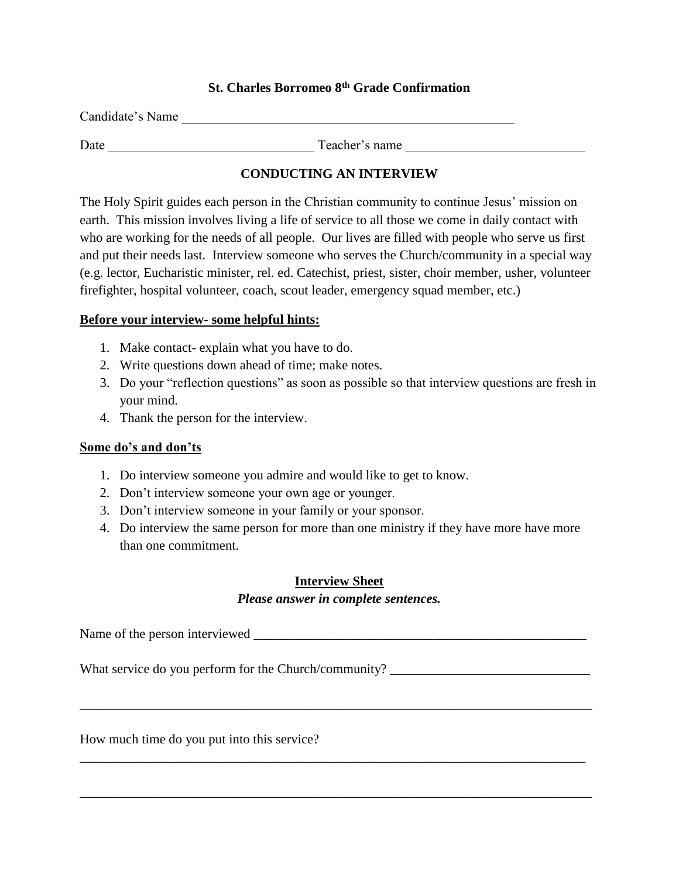**St. Charles Borromeo 8th Grade Confirmation**

Candidate's Name ____________________________________________________

Date ______________________________ Teacher's name __________________________

**CONDUCTING AN INTERVIEW**

The Holy Spirit guides each person in the Christian community to continue Jesus' mission on earth. This mission involves living a life of service to all those we come in daily contact with who are working for the needs of all people. Our lives are filled with people who serve us first and put their needs last. Interview someone who serves the Church/community in a special way (e.g. lector, Eucharistic minister, rel. ed. Catechist, priest, sister, choir member, usher, volunteer firefighter, hospital volunteer, coach, scout leader, emergency squad member, etc.)

**Before your interview- some helpful hints:**

1. Make contact- explain what you have to do.
2. Write questions down ahead of time; make notes.
3. Do your "reflection questions" as soon as possible so that interview questions are fresh in your mind.
4. Thank the person for the interview.

**Some do's and don'ts**

1. Do interview someone you admire and would like to get to know.
2. Don't interview someone your own age or younger.
3. Don't interview someone in your family or your sponsor.
4. Do interview the same person for more than one ministry if they have more have more than one commitment.

**Interview Sheet**

***Please answer in complete sentences.***

Name of the person interviewed ____________________________________________________

What service do you perform for the Church/community? ______________________________

_____________________________________________________________________________

How much time do you put into this service?

_____________________________________________________________________________

_____________________________________________________________________________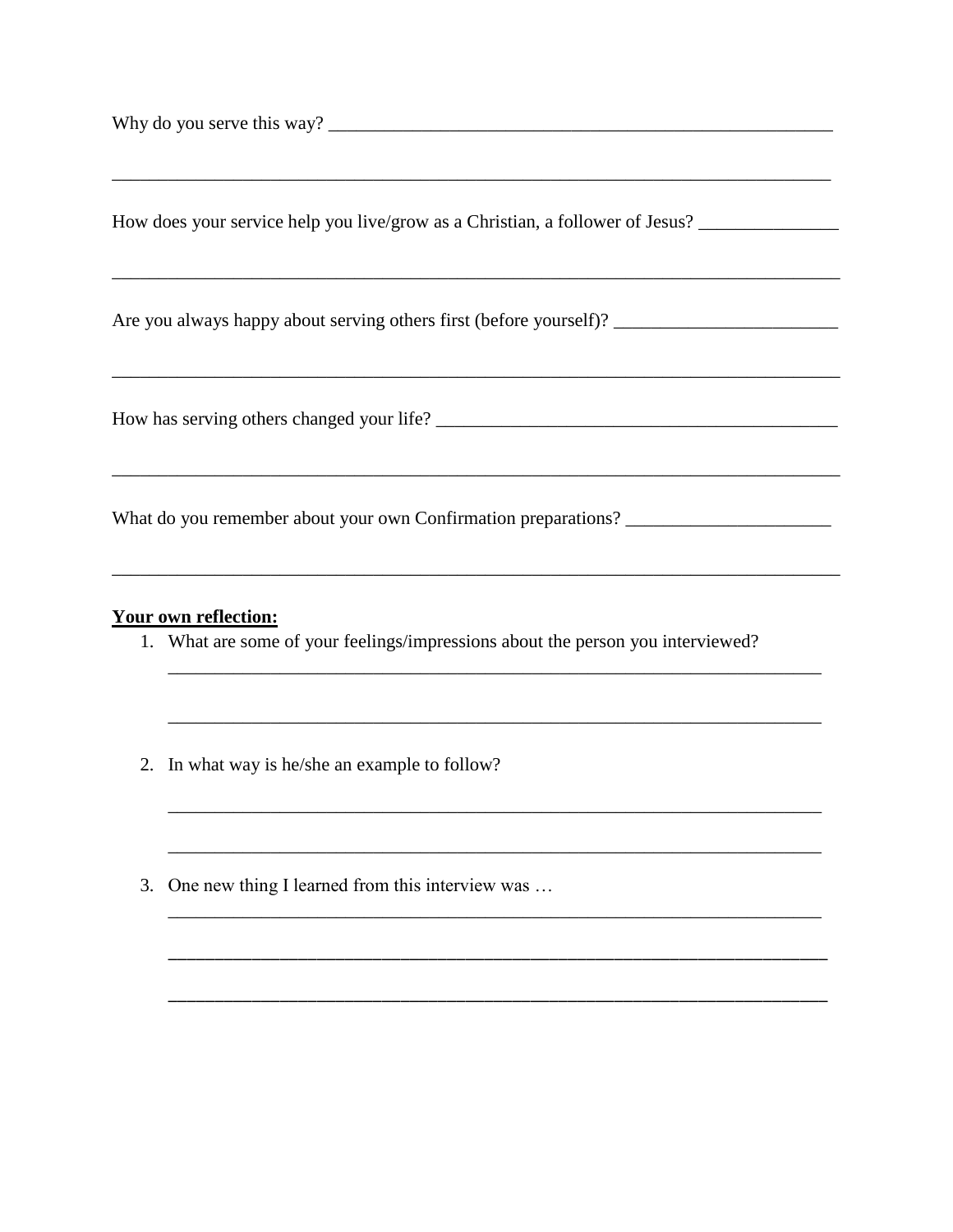Why do you serve this way? ________________________________________________________

_________________________________________________________________________________

How does your service help you live/grow as a Christian, a follower of Jesus? _______________

_________________________________________________________________________________

Are you always happy about serving others first (before yourself)? ________________________

_________________________________________________________________________________

How has serving others changed your life? ____________________________________________

_________________________________________________________________________________

What do you remember about your own Confirmation preparations? ______________________

_________________________________________________________________________________

**<u>Your own reflection:</u>**

1. What are some of your feelings/impressions about the person you interviewed?

   _________________________________________________________________________

   _________________________________________________________________________

2. In what way is he/she an example to follow?

   _________________________________________________________________________

   _________________________________________________________________________

3. One new thing I learned from this interview was …

   _________________________________________________________________________

   _________________________________________________________________________

   _________________________________________________________________________